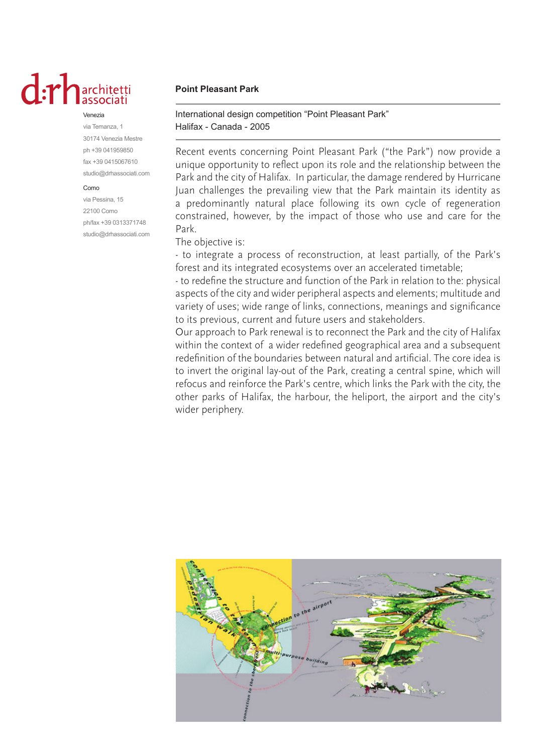d:rh architetti associati

Venezia
via Temanza, 1
30174 Venezia Mestre
ph +39 041959850
fax +39 0415067610
studio@drhassociati.com

Como
via Pessina, 15
22100 Como
ph/fax +39 0313371748
studio@drhassociati.com

**Point Pleasant Park**

International design competition "Point Pleasant Park"
Halifax - Canada - 2005

Recent events concerning Point Pleasant Park ("the Park") now provide a unique opportunity to reflect upon its role and the relationship between the Park and the city of Halifax. In particular, the damage rendered by Hurricane Juan challenges the prevailing view that the Park maintain its identity as a predominantly natural place following its own cycle of regeneration constrained, however, by the impact of those who use and care for the Park.

The objective is:

- to integrate a process of reconstruction, at least partially, of the Park's forest and its integrated ecosystems over an accelerated timetable;
- to redefine the structure and function of the Park in relation to the: physical aspects of the city and wider peripheral aspects and elements; multitude and variety of uses; wide range of links, connections, meanings and significance to its previous, current and future users and stakeholders.

Our approach to Park renewal is to reconnect the Park and the city of Halifax within the context of a wider redefined geographical area and a subsequent redefinition of the boundaries between natural and artificial. The core idea is to invert the original lay-out of the Park, creating a central spine, which will refocus and reinforce the Park's centre, which links the Park with the city, the other parks of Halifax, the harbour, the heliport, the airport and the city's wider periphery.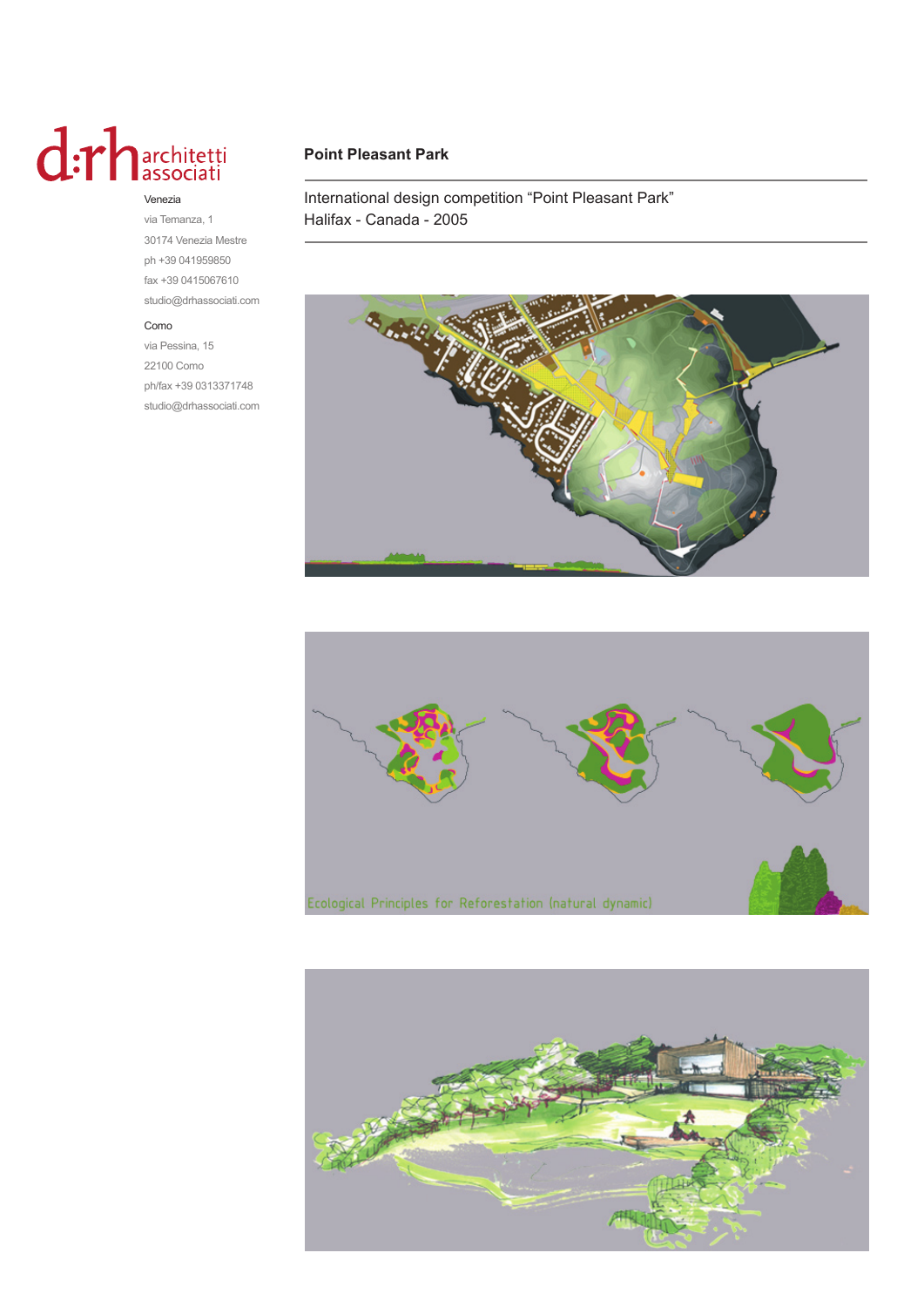d:rh architetti associati

Venezia
via Temanza, 1
30174 Venezia Mestre
ph +39 041959850
fax +39 0415067610
studio@drhassociati.com

Como
via Pessina, 15
22100 Como
ph/fax +39 0313371748
studio@drhassociati.com

**Point Pleasant Park**

International design competition “Point Pleasant Park”
Halifax - Canada - 2005

Ecological Principles for Reforestation (natural dynamic)